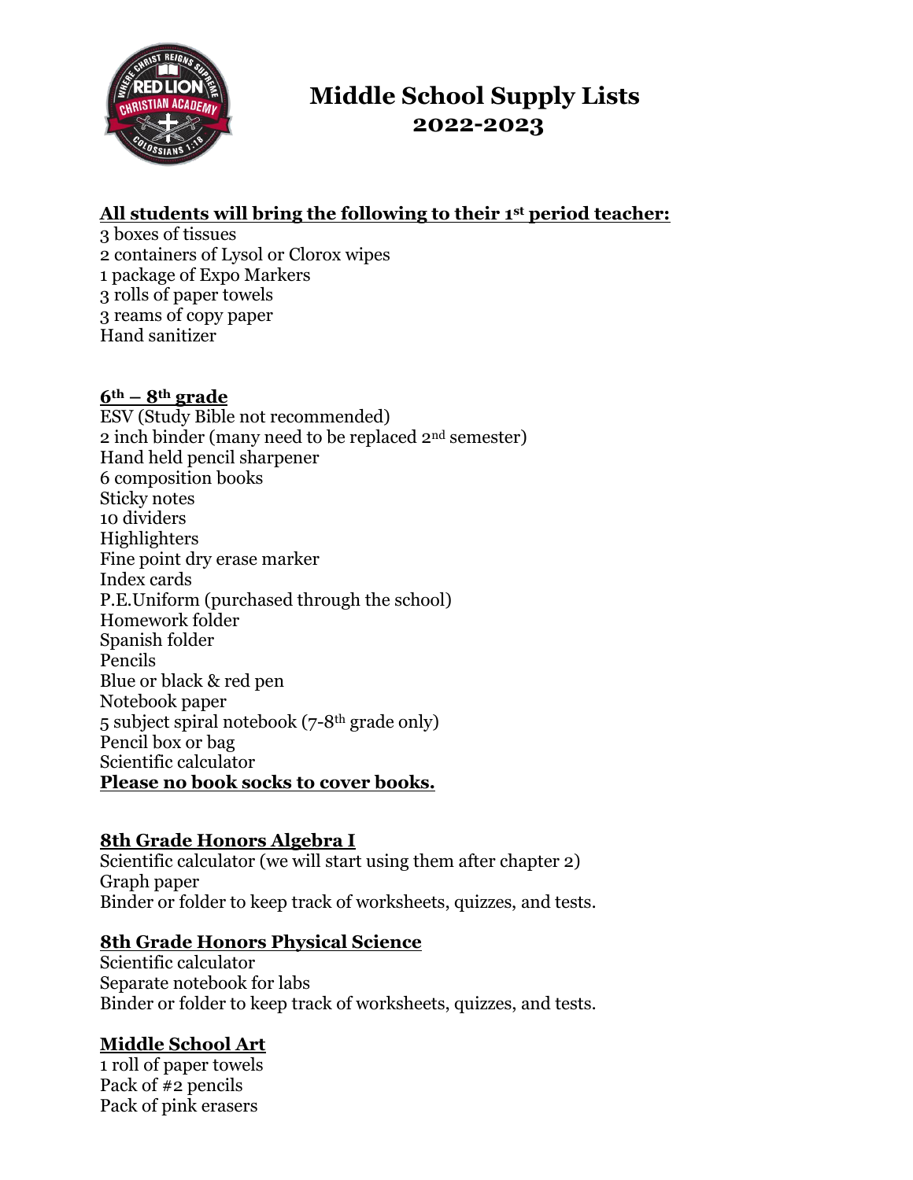# Middle School Supply Lists
# 2022-2023

**All students will bring the following to their 1st period teacher:**

3 boxes of tissues
2 containers of Lysol or Clorox wipes
1 package of Expo Markers
3 rolls of paper towels
3 reams of copy paper
Hand sanitizer

**6th – 8th grade**

ESV (Study Bible not recommended)
2 inch binder (many need to be replaced 2nd semester)
Hand held pencil sharpener
6 composition books
Sticky notes
10 dividers
Highlighters
Fine point dry erase marker
Index cards
P.E.Uniform (purchased through the school)
Homework folder
Spanish folder
Pencils
Blue or black & red pen
Notebook paper
5 subject spiral notebook (7-8th grade only)
Pencil box or bag
Scientific calculator
**Please no book socks to cover books.**

**8th Grade Honors Algebra I**

Scientific calculator (we will start using them after chapter 2)
Graph paper
Binder or folder to keep track of worksheets, quizzes, and tests.

**8th Grade Honors Physical Science**

Scientific calculator
Separate notebook for labs
Binder or folder to keep track of worksheets, quizzes, and tests.

**Middle School Art**

1 roll of paper towels
Pack of #2 pencils
Pack of pink erasers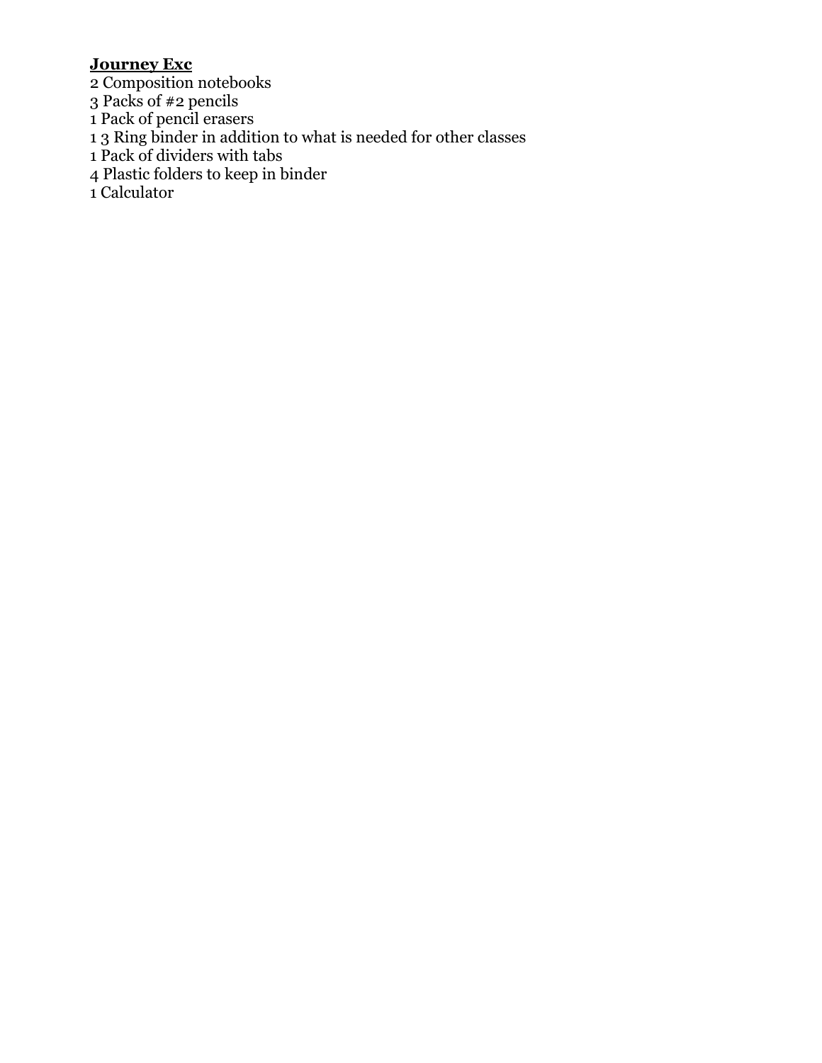**<u>Journey Exc</u>**

2 Composition notebooks
3 Packs of #2 pencils
1 Pack of pencil erasers
1 3 Ring binder in addition to what is needed for other classes
1 Pack of dividers with tabs
4 Plastic folders to keep in binder
1 Calculator